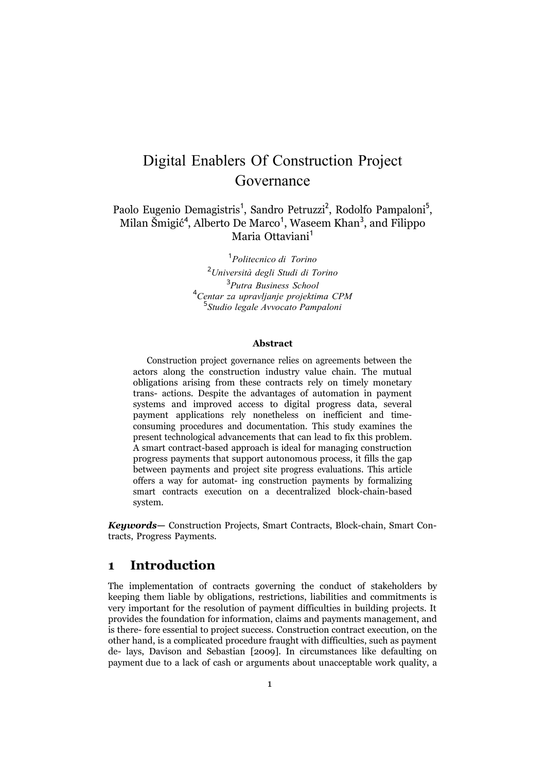# Digital Enablers Of Construction Project Governance

Paolo Eugenio Demagistris[1], Sandro Petruzzi[2], Rodolfo Pampaloni[5], Milan Šmigić[4], Alberto De Marco[1], Waseem Khan[3], and Filippo Maria Ottaviani[1]

[1]*Politecnico di Torino*
[2]*Università degli Studi di Torino*
[3]*Putra Business School*
[4]*Centar za upravljanje projektima CPM*
[5]*Studio legale Avvocato Pampaloni*

### Abstract

Construction project governance relies on agreements between the actors along the construction industry value chain. The mutual obligations arising from these contracts rely on timely monetary trans- actions. Despite the advantages of automation in payment systems and improved access to digital progress data, several payment applications rely nonetheless on inefficient and time-consuming procedures and documentation. This study examines the present technological advancements that can lead to fix this problem. A smart contract-based approach is ideal for managing construction progress payments that support autonomous process, it fills the gap between payments and project site progress evaluations. This article offers a way for automat- ing construction payments by formalizing smart contracts execution on a decentralized block-chain-based system.

***Keywords***— Construction Projects, Smart Contracts, Block-chain, Smart Con- tracts, Progress Payments.

## 1 Introduction

The implementation of contracts governing the conduct of stakeholders by keeping them liable by obligations, restrictions, liabilities and commitments is very important for the resolution of payment difficulties in building projects. It provides the foundation for information, claims and payments management, and is there- fore essential to project success. Construction contract execution, on the other hand, is a complicated procedure fraught with difficulties, such as payment de- lays, Davison and Sebastian [2009]. In circumstances like defaulting on payment due to a lack of cash or arguments about unacceptable work quality, a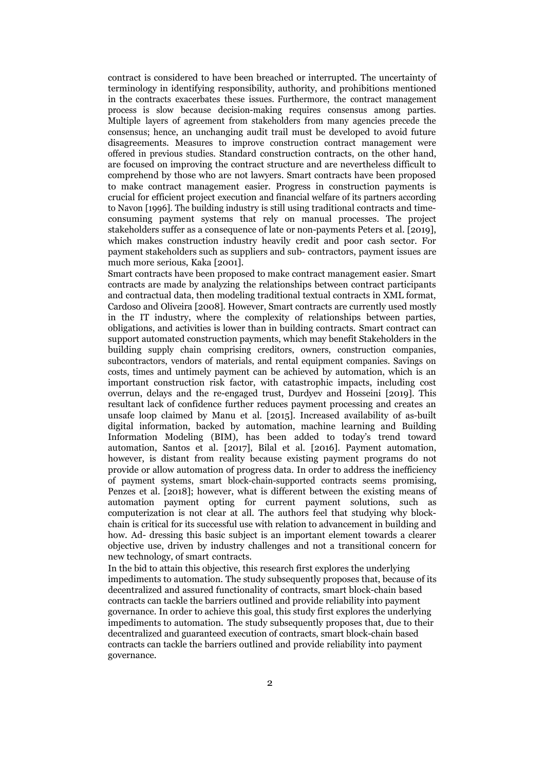contract is considered to have been breached or interrupted. The uncertainty of terminology in identifying responsibility, authority, and prohibitions mentioned in the contracts exacerbates these issues. Furthermore, the contract management process is slow because decision-making requires consensus among parties. Multiple layers of agreement from stakeholders from many agencies precede the consensus; hence, an unchanging audit trail must be developed to avoid future disagreements. Measures to improve construction contract management were offered in previous studies. Standard construction contracts, on the other hand, are focused on improving the contract structure and are nevertheless difficult to comprehend by those who are not lawyers. Smart contracts have been proposed to make contract management easier. Progress in construction payments is crucial for efficient project execution and financial welfare of its partners according to Navon [1996]. The building industry is still using traditional contracts and time-consuming payment systems that rely on manual processes. The project stakeholders suffer as a consequence of late or non-payments Peters et al. [2019], which makes construction industry heavily credit and poor cash sector. For payment stakeholders such as suppliers and sub- contractors, payment issues are much more serious, Kaka [2001].

Smart contracts have been proposed to make contract management easier. Smart contracts are made by analyzing the relationships between contract participants and contractual data, then modeling traditional textual contracts in XML format, Cardoso and Oliveira [2008]. However, Smart contracts are currently used mostly in the IT industry, where the complexity of relationships between parties, obligations, and activities is lower than in building contracts. Smart contract can support automated construction payments, which may benefit Stakeholders in the building supply chain comprising creditors, owners, construction companies, subcontractors, vendors of materials, and rental equipment companies. Savings on costs, times and untimely payment can be achieved by automation, which is an important construction risk factor, with catastrophic impacts, including cost overrun, delays and the re-engaged trust, Durdyev and Hosseini [2019]. This resultant lack of confidence further reduces payment processing and creates an unsafe loop claimed by Manu et al. [2015]. Increased availability of as-built digital information, backed by automation, machine learning and Building Information Modeling (BIM), has been added to today's trend toward automation, Santos et al. [2017], Bilal et al. [2016]. Payment automation, however, is distant from reality because existing payment programs do not provide or allow automation of progress data. In order to address the inefficiency of payment systems, smart block-chain-supported contracts seems promising, Penzes et al. [2018]; however, what is different between the existing means of automation payment opting for current payment solutions, such as computerization is not clear at all. The authors feel that studying why block-chain is critical for its successful use with relation to advancement in building and how. Ad- dressing this basic subject is an important element towards a clearer objective use, driven by industry challenges and not a transitional concern for new technology, of smart contracts.

In the bid to attain this objective, this research first explores the underlying impediments to automation. The study subsequently proposes that, because of its decentralized and assured functionality of contracts, smart block-chain based contracts can tackle the barriers outlined and provide reliability into payment governance. In order to achieve this goal, this study first explores the underlying impediments to automation. The study subsequently proposes that, due to their decentralized and guaranteed execution of contracts, smart block-chain based contracts can tackle the barriers outlined and provide reliability into payment governance.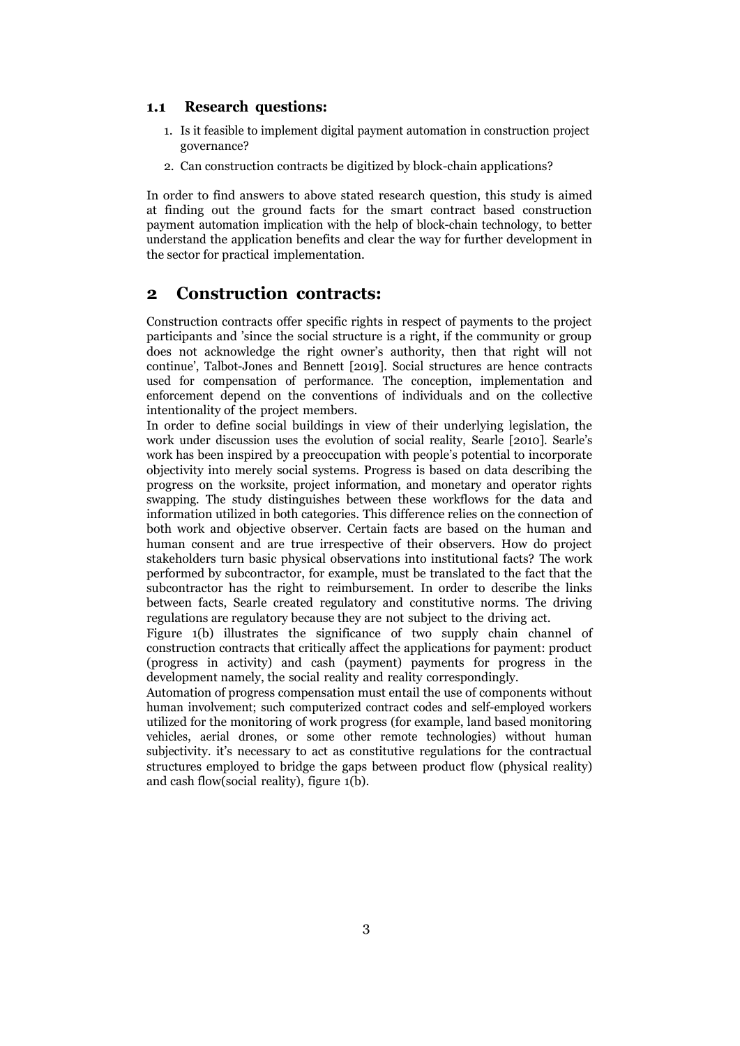### 1.1 Research questions:

1. Is it feasible to implement digital payment automation in construction project governance?
2. Can construction contracts be digitized by block-chain applications?

In order to find answers to above stated research question, this study is aimed at finding out the ground facts for the smart contract based construction payment automation implication with the help of block-chain technology, to better understand the application benefits and clear the way for further development in the sector for practical implementation.

## 2 Construction contracts:

Construction contracts offer specific rights in respect of payments to the project participants and 'since the social structure is a right, if the community or group does not acknowledge the right owner's authority, then that right will not continue', Talbot-Jones and Bennett [2019]. Social structures are hence contracts used for compensation of performance. The conception, implementation and enforcement depend on the conventions of individuals and on the collective intentionality of the project members.

In order to define social buildings in view of their underlying legislation, the work under discussion uses the evolution of social reality, Searle [2010]. Searle's work has been inspired by a preoccupation with people's potential to incorporate objectivity into merely social systems. Progress is based on data describing the progress on the worksite, project information, and monetary and operator rights swapping. The study distinguishes between these workflows for the data and information utilized in both categories. This difference relies on the connection of both work and objective observer. Certain facts are based on the human and human consent and are true irrespective of their observers. How do project stakeholders turn basic physical observations into institutional facts? The work performed by subcontractor, for example, must be translated to the fact that the subcontractor has the right to reimbursement. In order to describe the links between facts, Searle created regulatory and constitutive norms. The driving regulations are regulatory because they are not subject to the driving act.

Figure 1(b) illustrates the significance of two supply chain channel of construction contracts that critically affect the applications for payment: product (progress in activity) and cash (payment) payments for progress in the development namely, the social reality and reality correspondingly.

Automation of progress compensation must entail the use of components without human involvement; such computerized contract codes and self-employed workers utilized for the monitoring of work progress (for example, land based monitoring vehicles, aerial drones, or some other remote technologies) without human subjectivity. it's necessary to act as constitutive regulations for the contractual structures employed to bridge the gaps between product flow (physical reality) and cash flow(social reality), figure 1(b).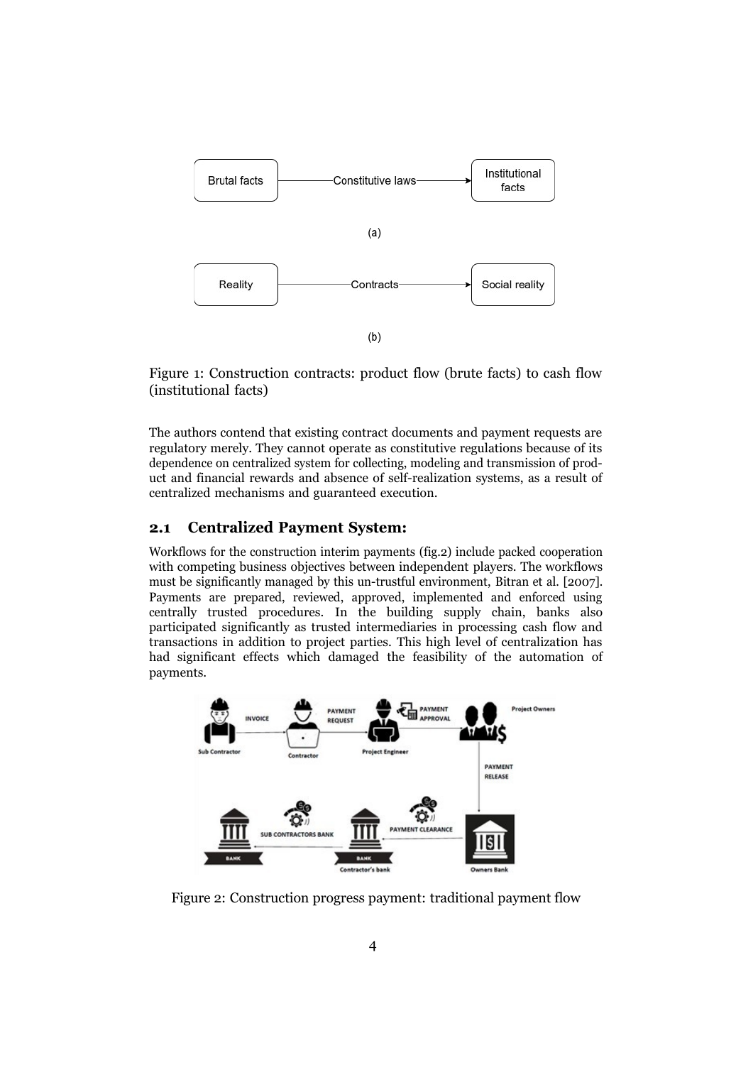Figure 1: Construction contracts: product flow (brute facts) to cash flow (institutional facts)

The authors contend that existing contract documents and payment requests are regulatory merely. They cannot operate as constitutive regulations because of its dependence on centralized system for collecting, modeling and transmission of product and financial rewards and absence of self-realization systems, as a result of centralized mechanisms and guaranteed execution.

## 2.1 Centralized Payment System:

Workflows for the construction interim payments (fig.2) include packed cooperation with competing business objectives between independent players. The workflows must be significantly managed by this un-trustful environment, Bitran et al. [2007]. Payments are prepared, reviewed, approved, implemented and enforced using centrally trusted procedures. In the building supply chain, banks also participated significantly as trusted intermediaries in processing cash flow and transactions in addition to project parties. This high level of centralization has had significant effects which damaged the feasibility of the automation of payments.

Figure 2: Construction progress payment: traditional payment flow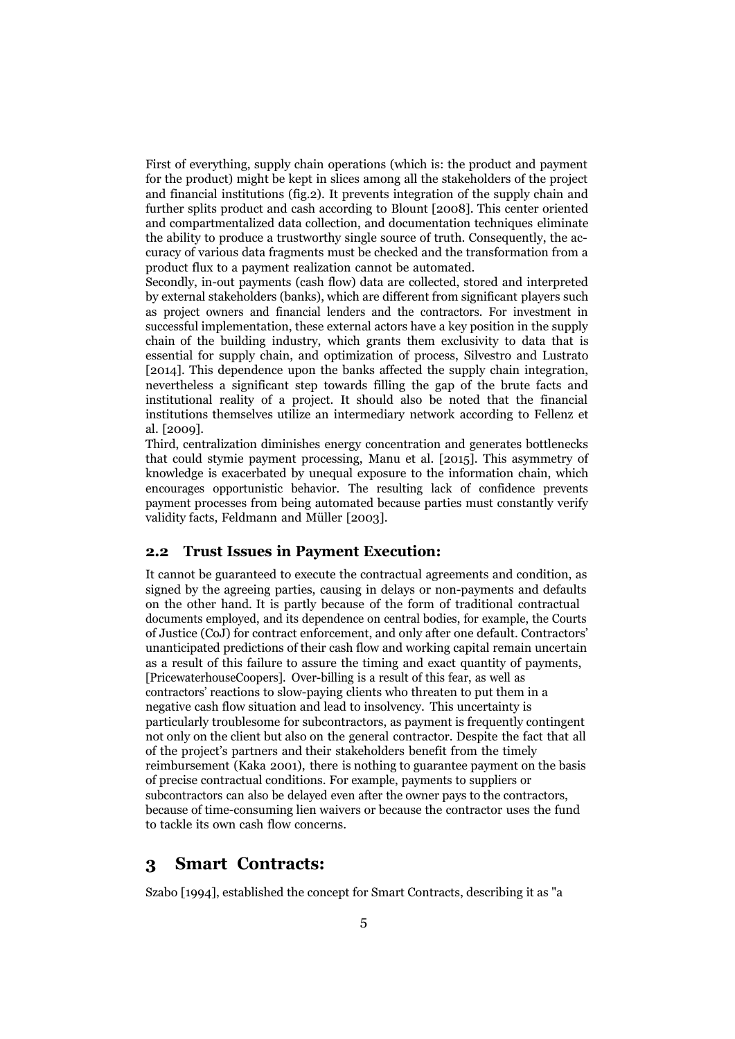First of everything, supply chain operations (which is: the product and payment for the product) might be kept in slices among all the stakeholders of the project and financial institutions (fig.2). It prevents integration of the supply chain and further splits product and cash according to Blount [2008]. This center oriented and compartmentalized data collection, and documentation techniques eliminate the ability to produce a trustworthy single source of truth. Consequently, the accuracy of various data fragments must be checked and the transformation from a product flux to a payment realization cannot be automated.

Secondly, in-out payments (cash flow) data are collected, stored and interpreted by external stakeholders (banks), which are different from significant players such as project owners and financial lenders and the contractors. For investment in successful implementation, these external actors have a key position in the supply chain of the building industry, which grants them exclusivity to data that is essential for supply chain, and optimization of process, Silvestro and Lustrato [2014]. This dependence upon the banks affected the supply chain integration, nevertheless a significant step towards filling the gap of the brute facts and institutional reality of a project. It should also be noted that the financial institutions themselves utilize an intermediary network according to Fellenz et al. [2009].

Third, centralization diminishes energy concentration and generates bottlenecks that could stymie payment processing, Manu et al. [2015]. This asymmetry of knowledge is exacerbated by unequal exposure to the information chain, which encourages opportunistic behavior. The resulting lack of confidence prevents payment processes from being automated because parties must constantly verify validity facts, Feldmann and Müller [2003].

## 2.2 Trust Issues in Payment Execution:

It cannot be guaranteed to execute the contractual agreements and condition, as signed by the agreeing parties, causing in delays or non-payments and defaults on the other hand. It is partly because of the form of traditional contractual documents employed, and its dependence on central bodies, for example, the Courts of Justice (CoJ) for contract enforcement, and only after one default. Contractors' unanticipated predictions of their cash flow and working capital remain uncertain as a result of this failure to assure the timing and exact quantity of payments, [PricewaterhouseCoopers]. Over-billing is a result of this fear, as well as contractors' reactions to slow-paying clients who threaten to put them in a negative cash flow situation and lead to insolvency. This uncertainty is particularly troublesome for subcontractors, as payment is frequently contingent not only on the client but also on the general contractor. Despite the fact that all of the project's partners and their stakeholders benefit from the timely reimbursement (Kaka 2001), there is nothing to guarantee payment on the basis of precise contractual conditions. For example, payments to suppliers or subcontractors can also be delayed even after the owner pays to the contractors, because of time-consuming lien waivers or because the contractor uses the fund to tackle its own cash flow concerns.

# 3 Smart Contracts:

Szabo [1994], established the concept for Smart Contracts, describing it as "a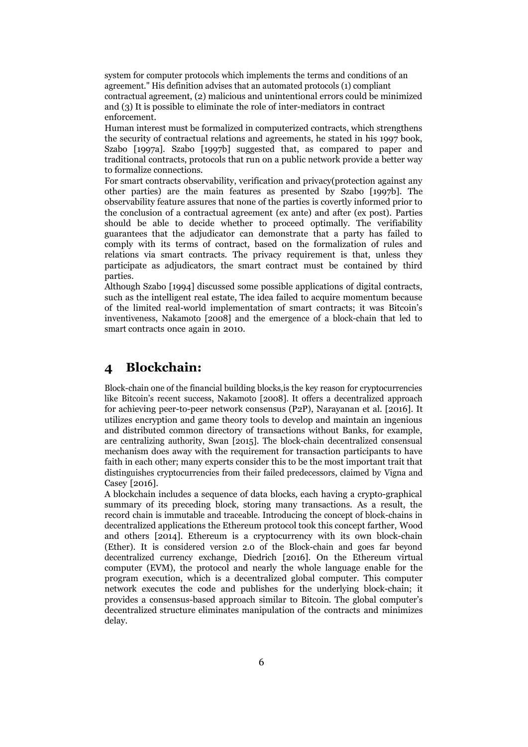system for computer protocols which implements the terms and conditions of an agreement." His definition advises that an automated protocols (1) compliant contractual agreement, (2) malicious and unintentional errors could be minimized and (3) It is possible to eliminate the role of inter-mediators in contract enforcement.

Human interest must be formalized in computerized contracts, which strengthens the security of contractual relations and agreements, he stated in his 1997 book, Szabo [1997a]. Szabo [1997b] suggested that, as compared to paper and traditional contracts, protocols that run on a public network provide a better way to formalize connections.

For smart contracts observability, verification and privacy(protection against any other parties) are the main features as presented by Szabo [1997b]. The observability feature assures that none of the parties is covertly informed prior to the conclusion of a contractual agreement (ex ante) and after (ex post). Parties should be able to decide whether to proceed optimally. The verifiability guarantees that the adjudicator can demonstrate that a party has failed to comply with its terms of contract, based on the formalization of rules and relations via smart contracts. The privacy requirement is that, unless they participate as adjudicators, the smart contract must be contained by third parties.

Although Szabo [1994] discussed some possible applications of digital contracts, such as the intelligent real estate, The idea failed to acquire momentum because of the limited real-world implementation of smart contracts; it was Bitcoin's inventiveness, Nakamoto [2008] and the emergence of a block-chain that led to smart contracts once again in 2010.

# 4 Blockchain:

Block-chain one of the financial building blocks,is the key reason for cryptocurrencies like Bitcoin's recent success, Nakamoto [2008]. It offers a decentralized approach for achieving peer-to-peer network consensus (P2P), Narayanan et al. [2016]. It utilizes encryption and game theory tools to develop and maintain an ingenious and distributed common directory of transactions without Banks, for example, are centralizing authority, Swan [2015]. The block-chain decentralized consensual mechanism does away with the requirement for transaction participants to have faith in each other; many experts consider this to be the most important trait that distinguishes cryptocurrencies from their failed predecessors, claimed by Vigna and Casey [2016].

A blockchain includes a sequence of data blocks, each having a crypto-graphical summary of its preceding block, storing many transactions. As a result, the record chain is immutable and traceable. Introducing the concept of block-chains in decentralized applications the Ethereum protocol took this concept farther, Wood and others [2014]. Ethereum is a cryptocurrency with its own block-chain (Ether). It is considered version 2.0 of the Block-chain and goes far beyond decentralized currency exchange, Diedrich [2016]. On the Ethereum virtual computer (EVM), the protocol and nearly the whole language enable for the program execution, which is a decentralized global computer. This computer network executes the code and publishes for the underlying block-chain; it provides a consensus-based approach similar to Bitcoin. The global computer's decentralized structure eliminates manipulation of the contracts and minimizes delay.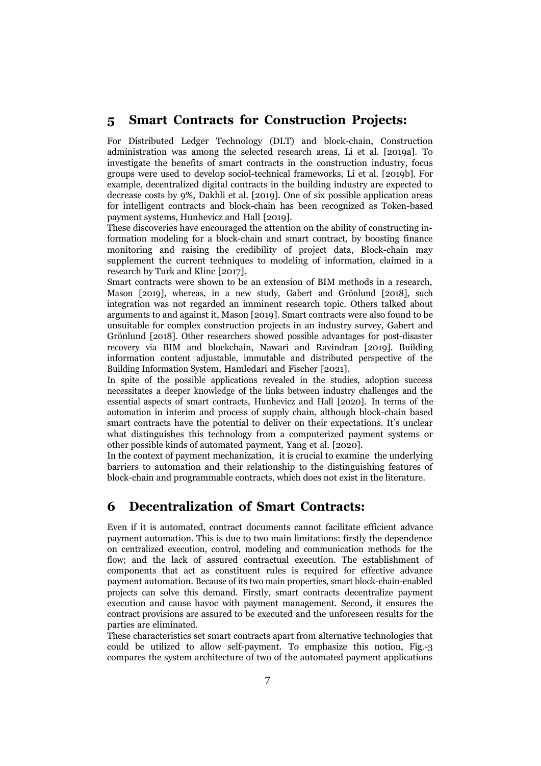## 5 Smart Contracts for Construction Projects:

For Distributed Ledger Technology (DLT) and block-chain, Construction administration was among the selected research areas, Li et al. [2019a]. To investigate the benefits of smart contracts in the construction industry, focus groups were used to develop sociol-technical frameworks, Li et al. [2019b]. For example, decentralized digital contracts in the building industry are expected to decrease costs by 9%, Dakhli et al. [2019]. One of six possible application areas for intelligent contracts and block-chain has been recognized as Token-based payment systems, Hunhevicz and Hall [2019].

These discoveries have encouraged the attention on the ability of constructing information modeling for a block-chain and smart contract, by boosting finance monitoring and raising the credibility of project data, Block-chain may supplement the current techniques to modeling of information, claimed in a research by Turk and Klinc [2017].

Smart contracts were shown to be an extension of BIM methods in a research, Mason [2019], whereas, in a new study, Gabert and Grönlund [2018], such integration was not regarded an imminent research topic. Others talked about arguments to and against it, Mason [2019]. Smart contracts were also found to be unsuitable for complex construction projects in an industry survey, Gabert and Grönlund [2018]. Other researchers showed possible advantages for post-disaster recovery via BIM and blockchain, Nawari and Ravindran [2019]. Building information content adjustable, immutable and distributed perspective of the Building Information System, Hamledari and Fischer [2021].

In spite of the possible applications revealed in the studies, adoption success necessitates a deeper knowledge of the links between industry challenges and the essential aspects of smart contracts, Hunhevicz and Hall [2020]. In terms of the automation in interim and process of supply chain, although block-chain based smart contracts have the potential to deliver on their expectations. It's unclear what distinguishes this technology from a computerized payment systems or other possible kinds of automated payment, Yang et al. [2020].

In the context of payment mechanization, it is crucial to examine the underlying barriers to automation and their relationship to the distinguishing features of block-chain and programmable contracts, which does not exist in the literature.

## 6 Decentralization of Smart Contracts:

Even if it is automated, contract documents cannot facilitate efficient advance payment automation. This is due to two main limitations: firstly the dependence on centralized execution, control, modeling and communication methods for the flow; and the lack of assured contractual execution. The establishment of components that act as constituent rules is required for effective advance payment automation. Because of its two main properties, smart block-chain-enabled projects can solve this demand. Firstly, smart contracts decentralize payment execution and cause havoc with payment management. Second, it ensures the contract provisions are assured to be executed and the unforeseen results for the parties are eliminated.

These characteristics set smart contracts apart from alternative technologies that could be utilized to allow self-payment. To emphasize this notion, Fig.-3 compares the system architecture of two of the automated payment applications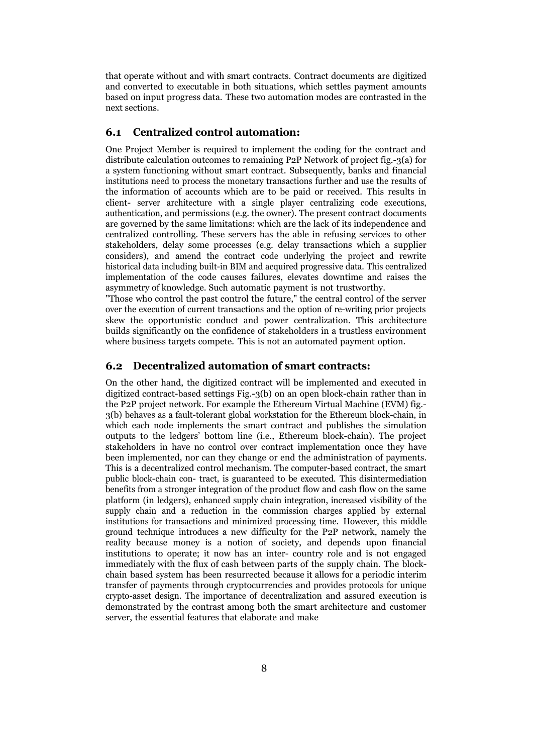that operate without and with smart contracts. Contract documents are digitized and converted to executable in both situations, which settles payment amounts based on input progress data. These two automation modes are contrasted in the next sections.

## 6.1 Centralized control automation:

One Project Member is required to implement the coding for the contract and distribute calculation outcomes to remaining P2P Network of project fig.-3(a) for a system functioning without smart contract. Subsequently, banks and financial institutions need to process the monetary transactions further and use the results of the information of accounts which are to be paid or received. This results in client- server architecture with a single player centralizing code executions, authentication, and permissions (e.g. the owner). The present contract documents are governed by the same limitations: which are the lack of its independence and centralized controlling. These servers has the able in refusing services to other stakeholders, delay some processes (e.g. delay transactions which a supplier considers), and amend the contract code underlying the project and rewrite historical data including built-in BIM and acquired progressive data. This centralized implementation of the code causes failures, elevates downtime and raises the asymmetry of knowledge. Such automatic payment is not trustworthy.

"Those who control the past control the future," the central control of the server over the execution of current transactions and the option of re-writing prior projects skew the opportunistic conduct and power centralization. This architecture builds significantly on the confidence of stakeholders in a trustless environment where business targets compete. This is not an automated payment option.

## 6.2 Decentralized automation of smart contracts:

On the other hand, the digitized contract will be implemented and executed in digitized contract-based settings Fig.-3(b) on an open block-chain rather than in the P2P project network. For example the Ethereum Virtual Machine (EVM) fig.-3(b) behaves as a fault-tolerant global workstation for the Ethereum block-chain, in which each node implements the smart contract and publishes the simulation outputs to the ledgers' bottom line (i.e., Ethereum block-chain). The project stakeholders in have no control over contract implementation once they have been implemented, nor can they change or end the administration of payments. This is a decentralized control mechanism. The computer-based contract, the smart public block-chain con- tract, is guaranteed to be executed. This disintermediation benefits from a stronger integration of the product flow and cash flow on the same platform (in ledgers), enhanced supply chain integration, increased visibility of the supply chain and a reduction in the commission charges applied by external institutions for transactions and minimized processing time. However, this middle ground technique introduces a new difficulty for the P2P network, namely the reality because money is a notion of society, and depends upon financial institutions to operate; it now has an inter- country role and is not engaged immediately with the flux of cash between parts of the supply chain. The block-chain based system has been resurrected because it allows for a periodic interim transfer of payments through cryptocurrencies and provides protocols for unique crypto-asset design. The importance of decentralization and assured execution is demonstrated by the contrast among both the smart architecture and customer server, the essential features that elaborate and make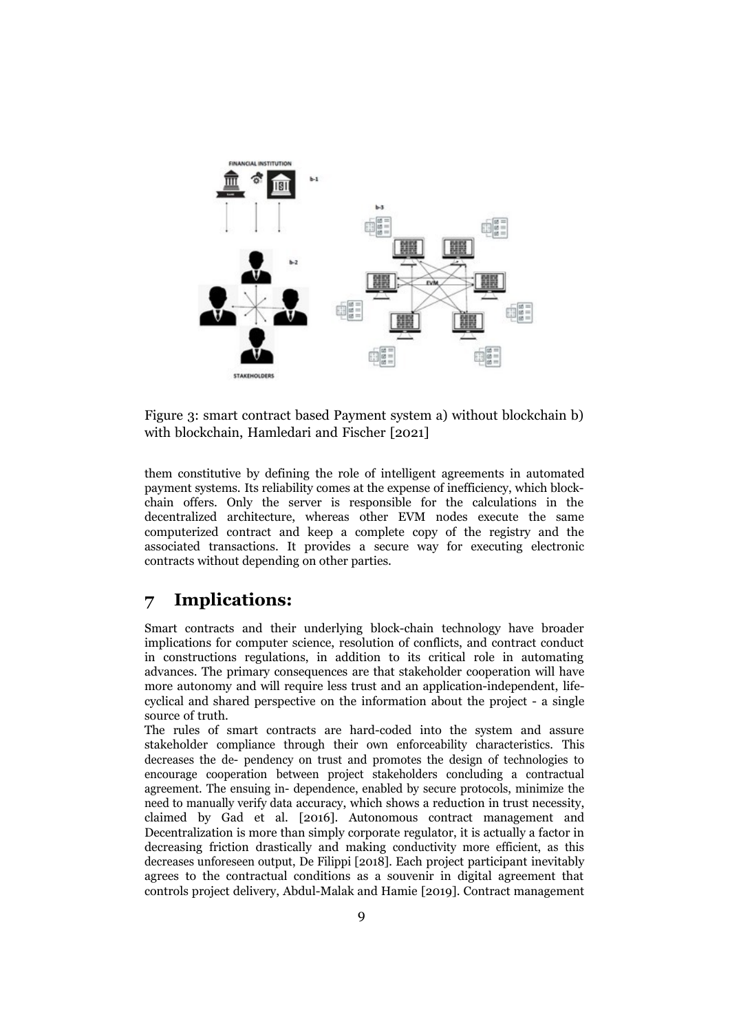Figure 3: smart contract based Payment system a) without blockchain b) with blockchain, Hamledari and Fischer [2021]

them constitutive by defining the role of intelligent agreements in automated payment systems. Its reliability comes at the expense of inefficiency, which blockchain offers. Only the server is responsible for the calculations in the decentralized architecture, whereas other EVM nodes execute the same computerized contract and keep a complete copy of the registry and the associated transactions. It provides a secure way for executing electronic contracts without depending on other parties.

## 7 Implications:

Smart contracts and their underlying block-chain technology have broader implications for computer science, resolution of conflicts, and contract conduct in constructions regulations, in addition to its critical role in automating advances. The primary consequences are that stakeholder cooperation will have more autonomy and will require less trust and an application-independent, lifecyclical and shared perspective on the information about the project - a single source of truth.

The rules of smart contracts are hard-coded into the system and assure stakeholder compliance through their own enforceability characteristics. This decreases the de- pendency on trust and promotes the design of technologies to encourage cooperation between project stakeholders concluding a contractual agreement. The ensuing in- dependence, enabled by secure protocols, minimize the need to manually verify data accuracy, which shows a reduction in trust necessity, claimed by Gad et al. [2016]. Autonomous contract management and Decentralization is more than simply corporate regulator, it is actually a factor in decreasing friction drastically and making conductivity more efficient, as this decreases unforeseen output, De Filippi [2018]. Each project participant inevitably agrees to the contractual conditions as a souvenir in digital agreement that controls project delivery, Abdul-Malak and Hamie [2019]. Contract management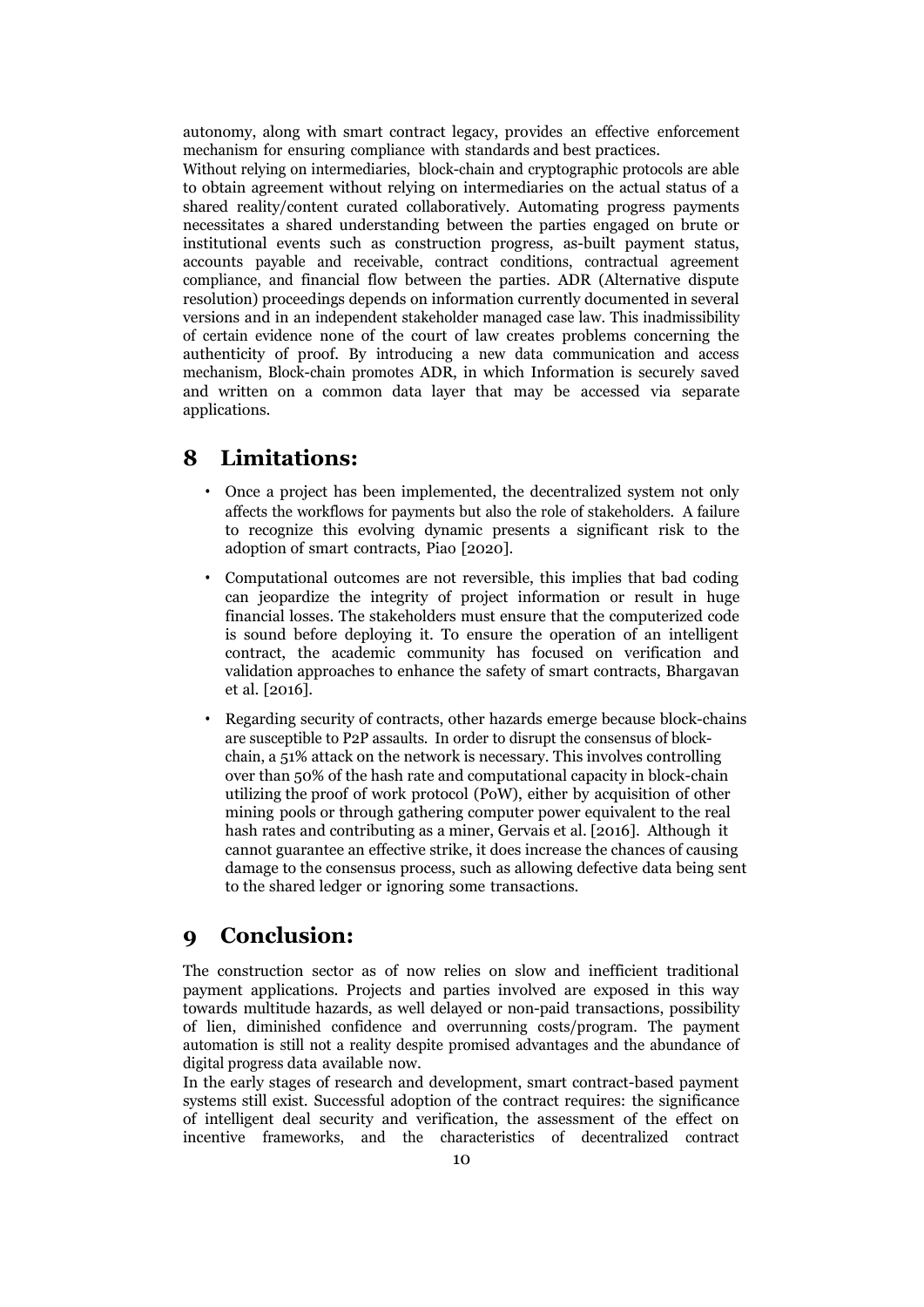autonomy, along with smart contract legacy, provides an effective enforcement mechanism for ensuring compliance with standards and best practices.

Without relying on intermediaries, block-chain and cryptographic protocols are able to obtain agreement without relying on intermediaries on the actual status of a shared reality/content curated collaboratively. Automating progress payments necessitates a shared understanding between the parties engaged on brute or institutional events such as construction progress, as-built payment status, accounts payable and receivable, contract conditions, contractual agreement compliance, and financial flow between the parties. ADR (Alternative dispute resolution) proceedings depends on information currently documented in several versions and in an independent stakeholder managed case law. This inadmissibility of certain evidence none of the court of law creates problems concerning the authenticity of proof. By introducing a new data communication and access mechanism, Block-chain promotes ADR, in which Information is securely saved and written on a common data layer that may be accessed via separate applications.

# 8 Limitations:

- Once a project has been implemented, the decentralized system not only affects the workflows for payments but also the role of stakeholders. A failure to recognize this evolving dynamic presents a significant risk to the adoption of smart contracts, Piao [2020].
- Computational outcomes are not reversible, this implies that bad coding can jeopardize the integrity of project information or result in huge financial losses. The stakeholders must ensure that the computerized code is sound before deploying it. To ensure the operation of an intelligent contract, the academic community has focused on verification and validation approaches to enhance the safety of smart contracts, Bhargavan et al. [2016].
- Regarding security of contracts, other hazards emerge because block-chains are susceptible to P2P assaults. In order to disrupt the consensus of block-chain, a 51% attack on the network is necessary. This involves controlling over than 50% of the hash rate and computational capacity in block-chain utilizing the proof of work protocol (PoW), either by acquisition of other mining pools or through gathering computer power equivalent to the real hash rates and contributing as a miner, Gervais et al. [2016]. Although it cannot guarantee an effective strike, it does increase the chances of causing damage to the consensus process, such as allowing defective data being sent to the shared ledger or ignoring some transactions.

# 9 Conclusion:

The construction sector as of now relies on slow and inefficient traditional payment applications. Projects and parties involved are exposed in this way towards multitude hazards, as well delayed or non-paid transactions, possibility of lien, diminished confidence and overrunning costs/program. The payment automation is still not a reality despite promised advantages and the abundance of digital progress data available now.

In the early stages of research and development, smart contract-based payment systems still exist. Successful adoption of the contract requires: the significance of intelligent deal security and verification, the assessment of the effect on incentive frameworks, and the characteristics of decentralized contract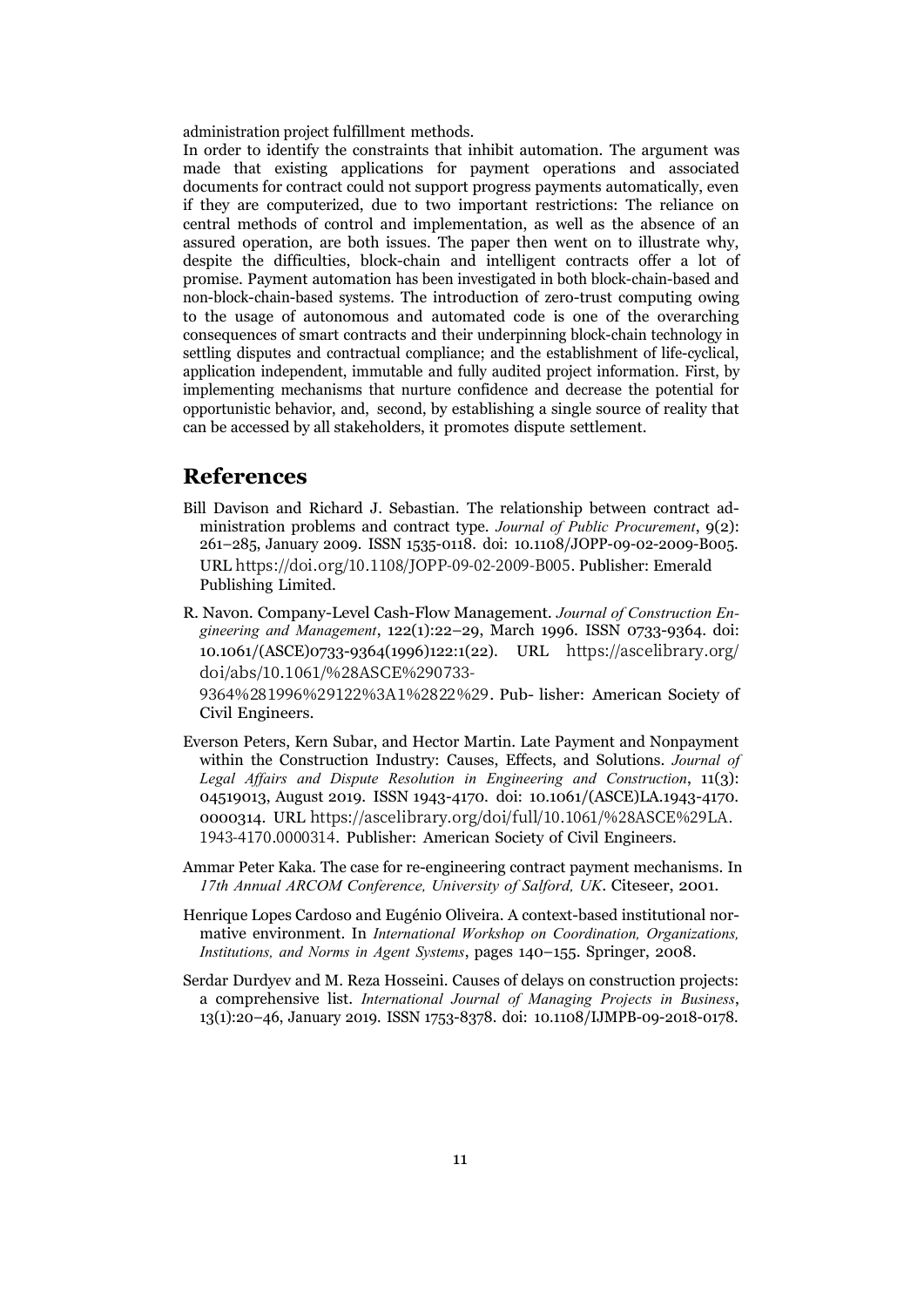administration project fulfillment methods.

In order to identify the constraints that inhibit automation. The argument was made that existing applications for payment operations and associated documents for contract could not support progress payments automatically, even if they are computerized, due to two important restrictions: The reliance on central methods of control and implementation, as well as the absence of an assured operation, are both issues. The paper then went on to illustrate why, despite the difficulties, block-chain and intelligent contracts offer a lot of promise. Payment automation has been investigated in both block-chain-based and non-block-chain-based systems. The introduction of zero-trust computing owing to the usage of autonomous and automated code is one of the overarching consequences of smart contracts and their underpinning block-chain technology in settling disputes and contractual compliance; and the establishment of life-cyclical, application independent, immutable and fully audited project information. First, by implementing mechanisms that nurture confidence and decrease the potential for opportunistic behavior, and, second, by establishing a single source of reality that can be accessed by all stakeholders, it promotes dispute settlement.

## References

Bill Davison and Richard J. Sebastian. The relationship between contract administration problems and contract type. *Journal of Public Procurement*, 9(2): 261–285, January 2009. ISSN 1535-0118. doi: 10.1108/JOPP-09-02-2009-B005. URL https://doi.org/10.1108/JOPP-09-02-2009-B005. Publisher: Emerald Publishing Limited.

R. Navon. Company-Level Cash-Flow Management. *Journal of Construction Engineering and Management*, 122(1):22–29, March 1996. ISSN 0733-9364. doi: 10.1061/(ASCE)0733-9364(1996)122:1(22). URL https://ascelibrary.org/doi/abs/10.1061/%28ASCE%290733-9364%281996%29122%3A1%2822%29. Publisher: American Society of Civil Engineers.

Everson Peters, Kern Subar, and Hector Martin. Late Payment and Nonpayment within the Construction Industry: Causes, Effects, and Solutions. *Journal of Legal Affairs and Dispute Resolution in Engineering and Construction*, 11(3): 04519013, August 2019. ISSN 1943-4170. doi: 10.1061/(ASCE)LA.1943-4170.0000314. URL https://ascelibrary.org/doi/full/10.1061/%28ASCE%29LA.1943-4170.0000314. Publisher: American Society of Civil Engineers.

Ammar Peter Kaka. The case for re-engineering contract payment mechanisms. In *17th Annual ARCOM Conference, University of Salford, UK*. Citeseer, 2001.

Henrique Lopes Cardoso and Eugénio Oliveira. A context-based institutional normative environment. In *International Workshop on Coordination, Organizations, Institutions, and Norms in Agent Systems*, pages 140–155. Springer, 2008.

Serdar Durdyev and M. Reza Hosseini. Causes of delays on construction projects: a comprehensive list. *International Journal of Managing Projects in Business*, 13(1):20–46, January 2019. ISSN 1753-8378. doi: 10.1108/IJMPB-09-2018-0178.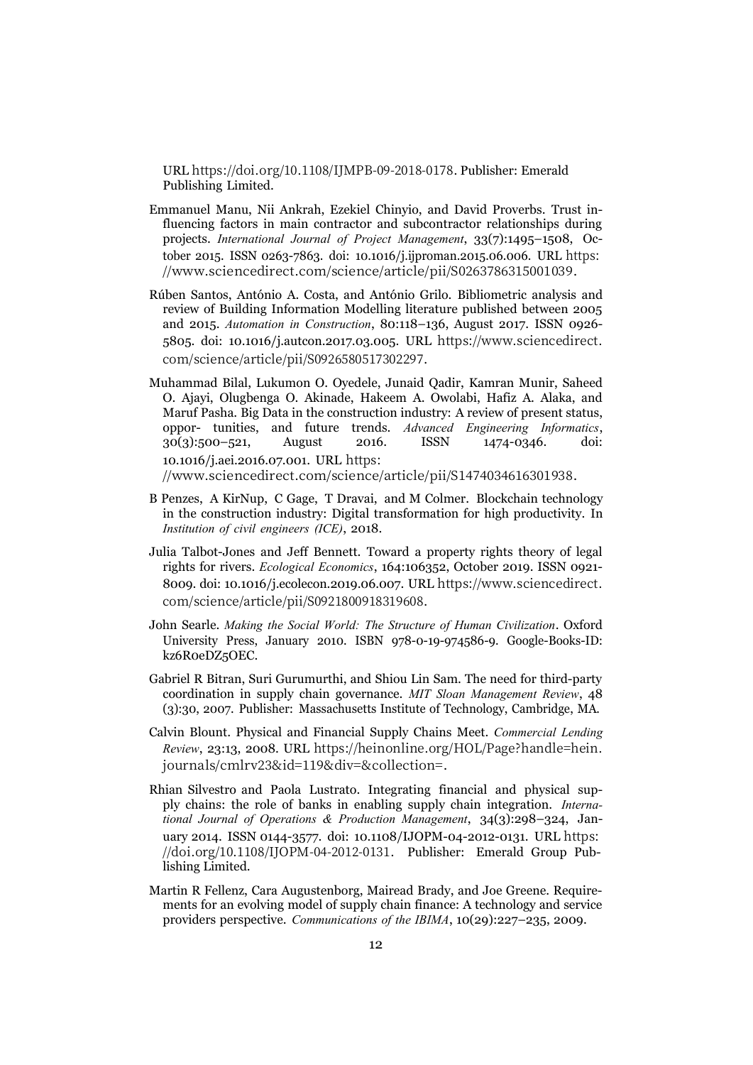URL https://doi.org/10.1108/IJMPB-09-2018-0178. Publisher: Emerald Publishing Limited.

Emmanuel Manu, Nii Ankrah, Ezekiel Chinyio, and David Proverbs. Trust influencing factors in main contractor and subcontractor relationships during projects. *International Journal of Project Management*, 33(7):1495–1508, October 2015. ISSN 0263-7863. doi: 10.1016/j.ijproman.2015.06.006. URL https://www.sciencedirect.com/science/article/pii/S0263786315001039.

Rúben Santos, António A. Costa, and António Grilo. Bibliometric analysis and review of Building Information Modelling literature published between 2005 and 2015. *Automation in Construction*, 80:118–136, August 2017. ISSN 0926-5805. doi: 10.1016/j.autcon.2017.03.005. URL https://www.sciencedirect.com/science/article/pii/S0926580517302297.

Muhammad Bilal, Lukumon O. Oyedele, Junaid Qadir, Kamran Munir, Saheed O. Ajayi, Olugbenga O. Akinade, Hakeem A. Owolabi, Hafiz A. Alaka, and Maruf Pasha. Big Data in the construction industry: A review of present status, oppor- tunities, and future trends. *Advanced Engineering Informatics*, 30(3):500–521, August 2016. ISSN 1474-0346. doi: 10.1016/j.aei.2016.07.001. URL https://www.sciencedirect.com/science/article/pii/S1474034616301938.

B Penzes, A KirNup, C Gage, T Dravai, and M Colmer. Blockchain technology in the construction industry: Digital transformation for high productivity. In *Institution of civil engineers (ICE)*, 2018.

Julia Talbot-Jones and Jeff Bennett. Toward a property rights theory of legal rights for rivers. *Ecological Economics*, 164:106352, October 2019. ISSN 0921-8009. doi: 10.1016/j.ecolecon.2019.06.007. URL https://www.sciencedirect.com/science/article/pii/S0921800918319608.

John Searle. *Making the Social World: The Structure of Human Civilization*. Oxford University Press, January 2010. ISBN 978-0-19-974586-9. Google-Books-ID: kz6R0eDZ5OEC.

Gabriel R Bitran, Suri Gurumurthi, and Shiou Lin Sam. The need for third-party coordination in supply chain governance. *MIT Sloan Management Review*, 48 (3):30, 2007. Publisher: Massachusetts Institute of Technology, Cambridge, MA.

Calvin Blount. Physical and Financial Supply Chains Meet. *Commercial Lending Review*, 23:13, 2008. URL https://heinonline.org/HOL/Page?handle=hein.journals/cmlrv23&id=119&div=&collection=.

Rhian Silvestro and Paola Lustrato. Integrating financial and physical supply chains: the role of banks in enabling supply chain integration. *International Journal of Operations & Production Management*, 34(3):298–324, January 2014. ISSN 0144-3577. doi: 10.1108/IJOPM-04-2012-0131. URL https://doi.org/10.1108/IJOPM-04-2012-0131. Publisher: Emerald Group Publishing Limited.

Martin R Fellenz, Cara Augustenborg, Mairead Brady, and Joe Greene. Requirements for an evolving model of supply chain finance: A technology and service providers perspective. *Communications of the IBIMA*, 10(29):227–235, 2009.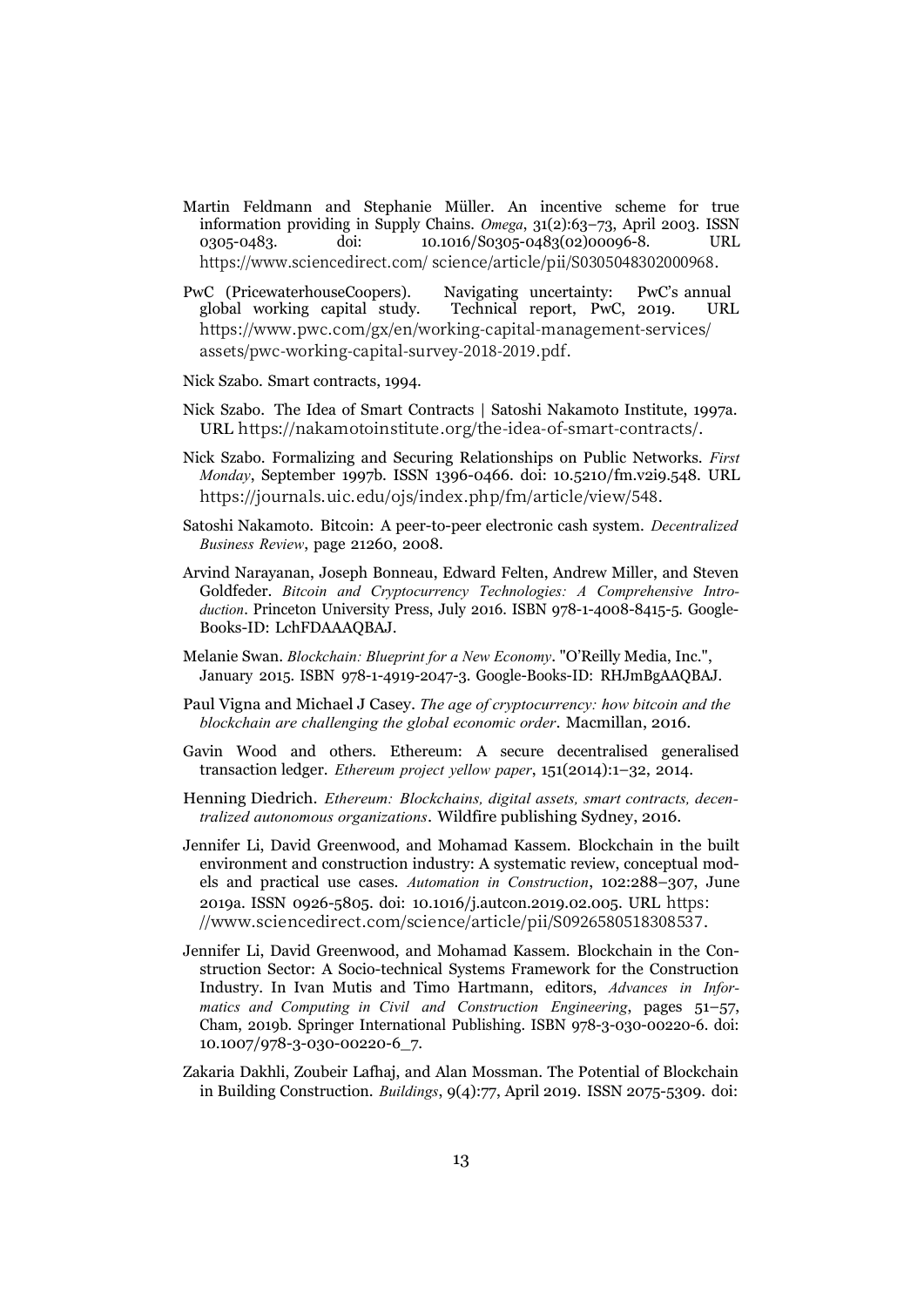Martin Feldmann and Stephanie Müller. An incentive scheme for true information providing in Supply Chains. *Omega*, 31(2):63–73, April 2003. ISSN 0305-0483. doi: 10.1016/S0305-0483(02)00096-8. URL https://www.sciencedirect.com/science/article/pii/S0305048302000968.

PwC (PricewaterhouseCoopers). Navigating uncertainty: PwC's annual global working capital study. Technical report, PwC, 2019. URL https://www.pwc.com/gx/en/working-capital-management-services/assets/pwc-working-capital-survey-2018-2019.pdf.

Nick Szabo. Smart contracts, 1994.

Nick Szabo. The Idea of Smart Contracts | Satoshi Nakamoto Institute, 1997a. URL https://nakamotoinstitute.org/the-idea-of-smart-contracts/.

Nick Szabo. Formalizing and Securing Relationships on Public Networks. *First Monday*, September 1997b. ISSN 1396-0466. doi: 10.5210/fm.v2i9.548. URL https://journals.uic.edu/ojs/index.php/fm/article/view/548.

Satoshi Nakamoto. Bitcoin: A peer-to-peer electronic cash system. *Decentralized Business Review*, page 21260, 2008.

Arvind Narayanan, Joseph Bonneau, Edward Felten, Andrew Miller, and Steven Goldfeder. *Bitcoin and Cryptocurrency Technologies: A Comprehensive Introduction*. Princeton University Press, July 2016. ISBN 978-1-4008-8415-5. Google-Books-ID: LchFDAAAQBAJ.

Melanie Swan. *Blockchain: Blueprint for a New Economy*. "O'Reilly Media, Inc.", January 2015. ISBN 978-1-4919-2047-3. Google-Books-ID: RHJmBgAAQBAJ.

Paul Vigna and Michael J Casey. *The age of cryptocurrency: how bitcoin and the blockchain are challenging the global economic order*. Macmillan, 2016.

Gavin Wood and others. Ethereum: A secure decentralised generalised transaction ledger. *Ethereum project yellow paper*, 151(2014):1–32, 2014.

Henning Diedrich. *Ethereum: Blockchains, digital assets, smart contracts, decentralized autonomous organizations*. Wildfire publishing Sydney, 2016.

Jennifer Li, David Greenwood, and Mohamad Kassem. Blockchain in the built environment and construction industry: A systematic review, conceptual models and practical use cases. *Automation in Construction*, 102:288–307, June 2019a. ISSN 0926-5805. doi: 10.1016/j.autcon.2019.02.005. URL https://www.sciencedirect.com/science/article/pii/S0926580518308537.

Jennifer Li, David Greenwood, and Mohamad Kassem. Blockchain in the Construction Sector: A Socio-technical Systems Framework for the Construction Industry. In Ivan Mutis and Timo Hartmann, editors, *Advances in Informatics and Computing in Civil and Construction Engineering*, pages 51–57, Cham, 2019b. Springer International Publishing. ISBN 978-3-030-00220-6. doi: 10.1007/978-3-030-00220-6_7.

Zakaria Dakhli, Zoubeir Lafhaj, and Alan Mossman. The Potential of Blockchain in Building Construction. *Buildings*, 9(4):77, April 2019. ISSN 2075-5309. doi: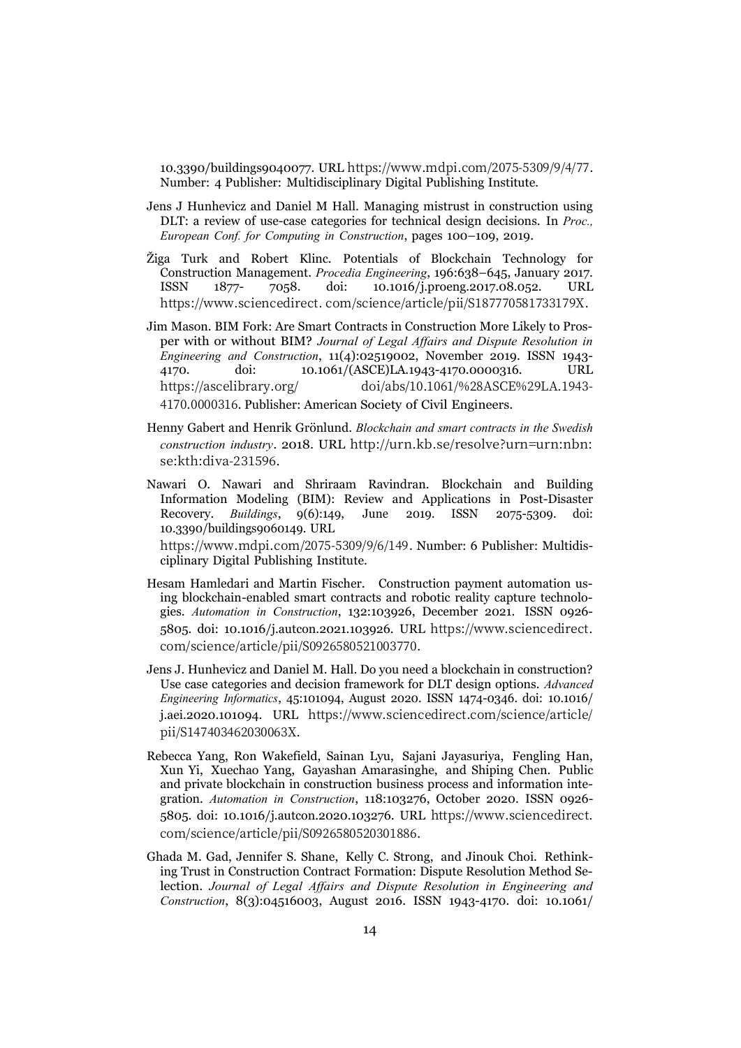10.3390/buildings9040077. URL https://www.mdpi.com/2075-5309/9/4/77. Number: 4 Publisher: Multidisciplinary Digital Publishing Institute.

Jens J Hunhevicz and Daniel M Hall. Managing mistrust in construction using DLT: a review of use-case categories for technical design decisions. In *Proc., European Conf. for Computing in Construction*, pages 100–109, 2019.

Žiga Turk and Robert Klinc. Potentials of Blockchain Technology for Construction Management. *Procedia Engineering*, 196:638–645, January 2017. ISSN 1877- 7058. doi: 10.1016/j.proeng.2017.08.052. URL https://www.sciencedirect. com/science/article/pii/S187770581733179X.

Jim Mason. BIM Fork: Are Smart Contracts in Construction More Likely to Prosper with or without BIM? *Journal of Legal Affairs and Dispute Resolution in Engineering and Construction*, 11(4):02519002, November 2019. ISSN 1943-4170. doi: 10.1061/(ASCE)LA.1943-4170.0000316. URL https://ascelibrary.org/ doi/abs/10.1061/%28ASCE%29LA.1943-4170.0000316. Publisher: American Society of Civil Engineers.

Henny Gabert and Henrik Grönlund. *Blockchain and smart contracts in the Swedish construction industry*. 2018. URL http://urn.kb.se/resolve?urn=urn:nbn:se:kth:diva-231596.

Nawari O. Nawari and Shriraam Ravindran. Blockchain and Building Information Modeling (BIM): Review and Applications in Post-Disaster Recovery. *Buildings*, 9(6):149, June 2019. ISSN 2075-5309. doi: 10.3390/buildings9060149. URL https://www.mdpi.com/2075-5309/9/6/149. Number: 6 Publisher: Multidisciplinary Digital Publishing Institute.

Hesam Hamledari and Martin Fischer. Construction payment automation using blockchain-enabled smart contracts and robotic reality capture technologies. *Automation in Construction*, 132:103926, December 2021. ISSN 0926-5805. doi: 10.1016/j.autcon.2021.103926. URL https://www.sciencedirect.com/science/article/pii/S0926580521003770.

Jens J. Hunhevicz and Daniel M. Hall. Do you need a blockchain in construction? Use case categories and decision framework for DLT design options. *Advanced Engineering Informatics*, 45:101094, August 2020. ISSN 1474-0346. doi: 10.1016/j.aei.2020.101094. URL https://www.sciencedirect.com/science/article/pii/S147403462030063X.

Rebecca Yang, Ron Wakefield, Sainan Lyu, Sajani Jayasuriya, Fengling Han, Xun Yi, Xuechao Yang, Gayashan Amarasinghe, and Shiping Chen. Public and private blockchain in construction business process and information integration. *Automation in Construction*, 118:103276, October 2020. ISSN 0926-5805. doi: 10.1016/j.autcon.2020.103276. URL https://www.sciencedirect.com/science/article/pii/S0926580520301886.

Ghada M. Gad, Jennifer S. Shane, Kelly C. Strong, and Jinouk Choi. Rethinking Trust in Construction Contract Formation: Dispute Resolution Method Selection. *Journal of Legal Affairs and Dispute Resolution in Engineering and Construction*, 8(3):04516003, August 2016. ISSN 1943-4170. doi: 10.1061/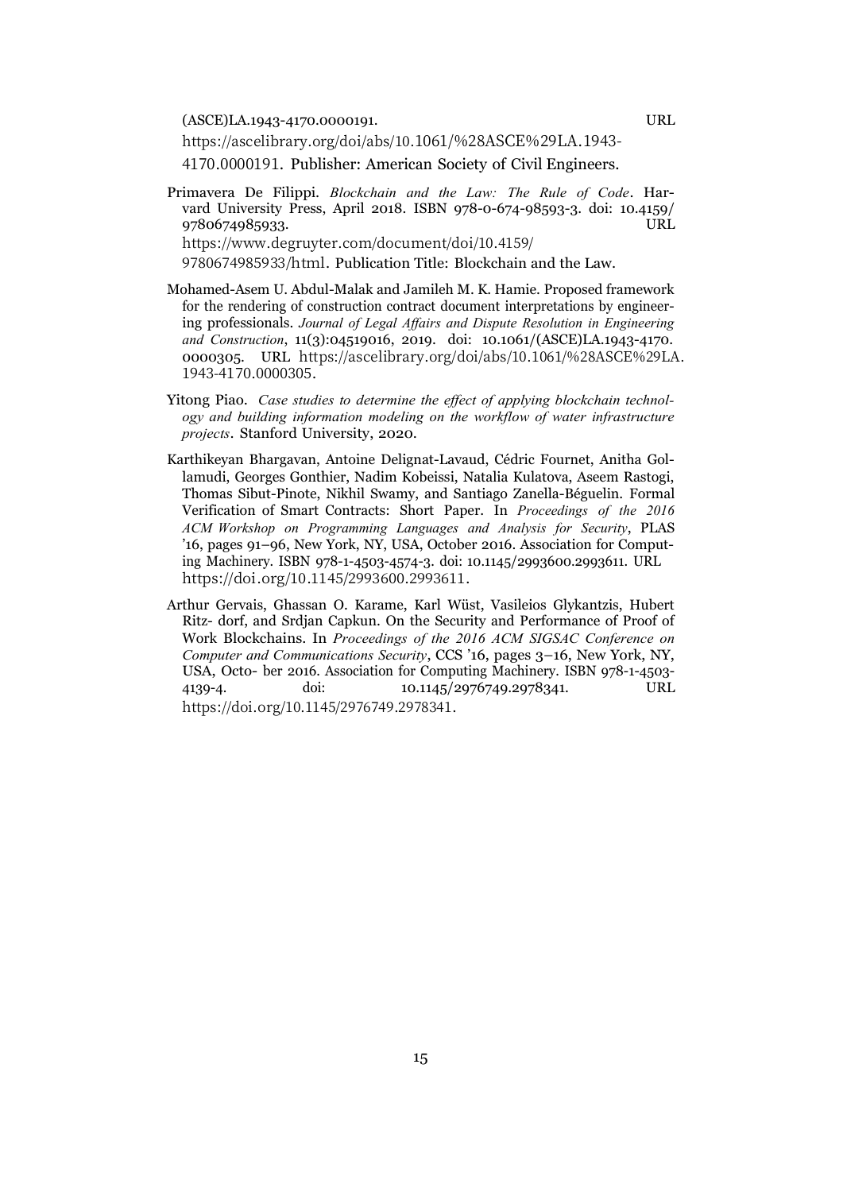(ASCE)LA.1943-4170.0000191. URL https://ascelibrary.org/doi/abs/10.1061/%28ASCE%29LA.1943-4170.0000191. Publisher: American Society of Civil Engineers.

Primavera De Filippi. *Blockchain and the Law: The Rule of Code*. Harvard University Press, April 2018. ISBN 978-0-674-98593-3. doi: 10.4159/9780674985933. URL https://www.degruyter.com/document/doi/10.4159/9780674985933/html. Publication Title: Blockchain and the Law.

Mohamed-Asem U. Abdul-Malak and Jamileh M. K. Hamie. Proposed framework for the rendering of construction contract document interpretations by engineering professionals. *Journal of Legal Affairs and Dispute Resolution in Engineering and Construction*, 11(3):04519016, 2019. doi: 10.1061/(ASCE)LA.1943-4170.0000305. URL https://ascelibrary.org/doi/abs/10.1061/%28ASCE%29LA.1943-4170.0000305.

Yitong Piao. *Case studies to determine the effect of applying blockchain technology and building information modeling on the workflow of water infrastructure projects*. Stanford University, 2020.

Karthikeyan Bhargavan, Antoine Delignat-Lavaud, Cédric Fournet, Anitha Gollamudi, Georges Gonthier, Nadim Kobeissi, Natalia Kulatova, Aseem Rastogi, Thomas Sibut-Pinote, Nikhil Swamy, and Santiago Zanella-Béguelin. Formal Verification of Smart Contracts: Short Paper. In *Proceedings of the 2016 ACM Workshop on Programming Languages and Analysis for Security*, PLAS '16, pages 91–96, New York, NY, USA, October 2016. Association for Computing Machinery. ISBN 978-1-4503-4574-3. doi: 10.1145/2993600.2993611. URL https://doi.org/10.1145/2993600.2993611.

Arthur Gervais, Ghassan O. Karame, Karl Wüst, Vasileios Glykantzis, Hubert Ritz- dorf, and Srdjan Capkun. On the Security and Performance of Proof of Work Blockchains. In *Proceedings of the 2016 ACM SIGSAC Conference on Computer and Communications Security*, CCS '16, pages 3–16, New York, NY, USA, Octo- ber 2016. Association for Computing Machinery. ISBN 978-1-4503-4139-4. doi: 10.1145/2976749.2978341. URL https://doi.org/10.1145/2976749.2978341.